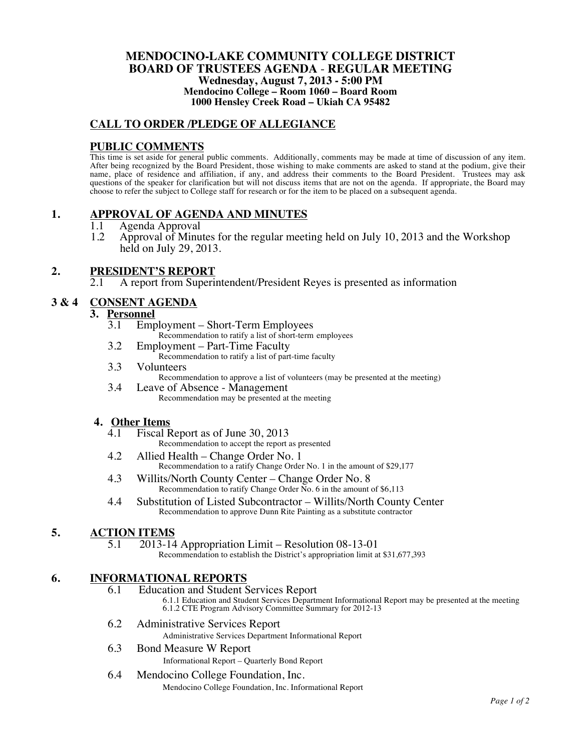# MENDOCINO-LAKE COMMUNITY COLLEGE DISTRICT
# BOARD OF TRUSTEES AGENDA - REGULAR MEETING

**Wednesday, August 7, 2013 - 5:00 PM**
**Mendocino College – Room 1060 – Board Room**
**1000 Hensley Creek Road – Ukiah CA 95482**

## CALL TO ORDER /PLEDGE OF ALLEGIANCE

## PUBLIC COMMENTS

This time is set aside for general public comments. Additionally, comments may be made at time of discussion of any item. After being recognized by the Board President, those wishing to make comments are asked to stand at the podium, give their name, place of residence and affiliation, if any, and address their comments to the Board President. Trustees may ask questions of the speaker for clarification but will not discuss items that are not on the agenda. If appropriate, the Board may choose to refer the subject to College staff for research or for the item to be placed on a subsequent agenda.

## 1. APPROVAL OF AGENDA AND MINUTES

1.1 Agenda Approval

1.2 Approval of Minutes for the regular meeting held on July 10, 2013 and the Workshop held on July 29, 2013.

## 2. PRESIDENT'S REPORT

2.1 A report from Superintendent/President Reyes is presented as information

## 3 & 4 CONSENT AGENDA

### 3. Personnel

3.1 Employment – Short-Term Employees
Recommendation to ratify a list of short-term employees

3.2 Employment – Part-Time Faculty
Recommendation to ratify a list of part-time faculty

3.3 Volunteers
Recommendation to approve a list of volunteers (may be presented at the meeting)

3.4 Leave of Absence - Management
Recommendation may be presented at the meeting

### 4. Other Items

4.1 Fiscal Report as of June 30, 2013
Recommendation to accept the report as presented

4.2 Allied Health – Change Order No. 1
Recommendation to a ratify Change Order No. 1 in the amount of $29,177

4.3 Willits/North County Center – Change Order No. 8
Recommendation to ratify Change Order No. 6 in the amount of $6,113

4.4 Substitution of Listed Subcontractor – Willits/North County Center
Recommendation to approve Dunn Rite Painting as a substitute contractor

## 5. ACTION ITEMS

5.1 2013-14 Appropriation Limit – Resolution 08-13-01
Recommendation to establish the District's appropriation limit at $31,677,393

## 6. INFORMATIONAL REPORTS

6.1 Education and Student Services Report
6.1.1 Education and Student Services Department Informational Report may be presented at the meeting
6.1.2 CTE Program Advisory Committee Summary for 2012-13

6.2 Administrative Services Report
Administrative Services Department Informational Report

6.3 Bond Measure W Report
Informational Report – Quarterly Bond Report

6.4 Mendocino College Foundation, Inc.
Mendocino College Foundation, Inc. Informational Report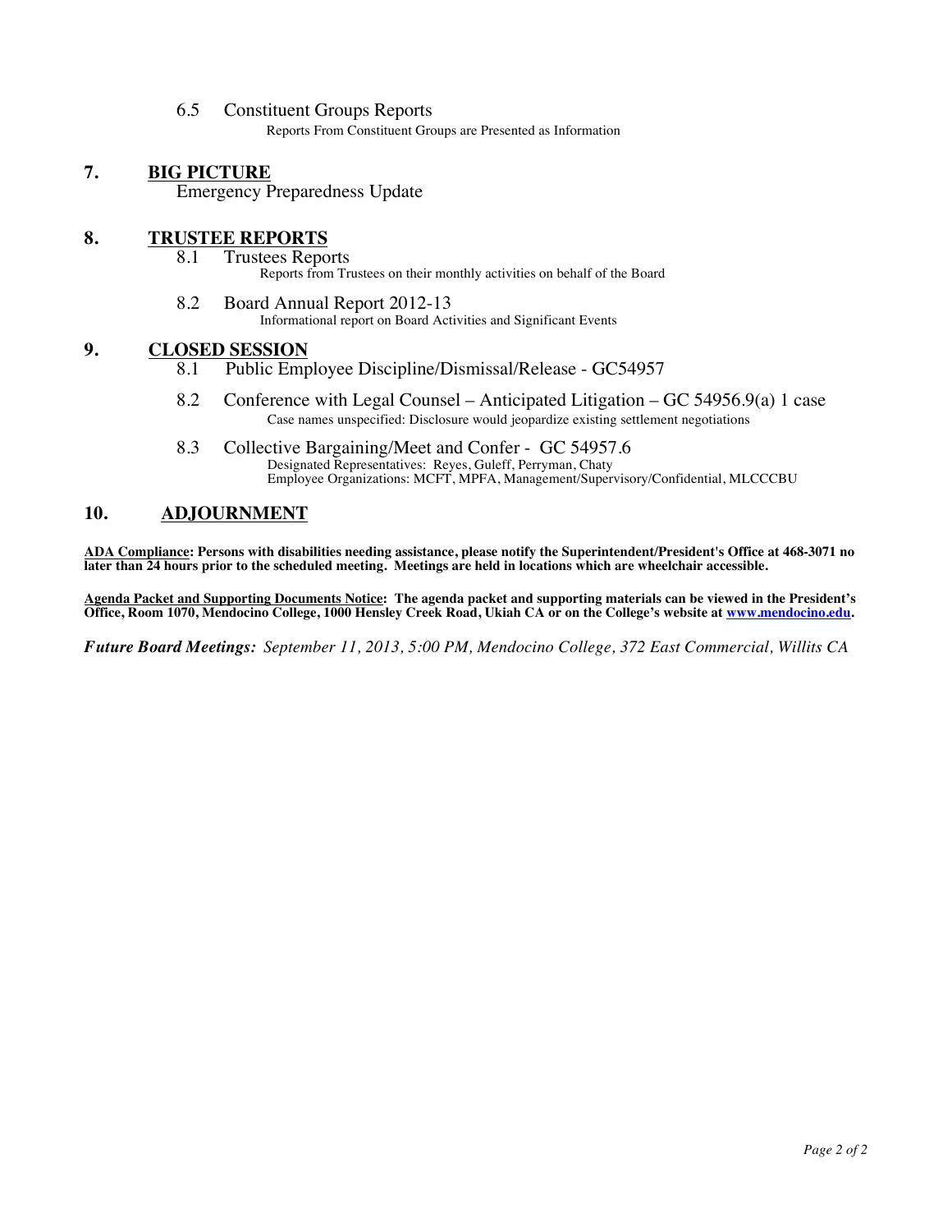6.5 Constituent Groups Reports

Reports From Constituent Groups are Presented as Information

## 7. BIG PICTURE

Emergency Preparedness Update

## 8. TRUSTEE REPORTS

8.1 Trustees Reports

Reports from Trustees on their monthly activities on behalf of the Board

8.2 Board Annual Report 2012-13

Informational report on Board Activities and Significant Events

## 9. CLOSED SESSION

8.1 Public Employee Discipline/Dismissal/Release - GC54957

8.2 Conference with Legal Counsel – Anticipated Litigation – GC 54956.9(a) 1 case

Case names unspecified: Disclosure would jeopardize existing settlement negotiations

8.3 Collective Bargaining/Meet and Confer - GC 54957.6

Designated Representatives: Reyes, Guleff, Perryman, Chaty
Employee Organizations: MCFT, MPFA, Management/Supervisory/Confidential, MLCCCBU

## 10. ADJOURNMENT

**ADA Compliance: Persons with disabilities needing assistance, please notify the Superintendent/President's Office at 468-3071 no later than 24 hours prior to the scheduled meeting. Meetings are held in locations which are wheelchair accessible.**

**Agenda Packet and Supporting Documents Notice: The agenda packet and supporting materials can be viewed in the President's Office, Room 1070, Mendocino College, 1000 Hensley Creek Road, Ukiah CA or on the College's website at www.mendocino.edu.**

***Future Board Meetings:*** *September 11, 2013, 5:00 PM, Mendocino College, 372 East Commercial, Willits CA*